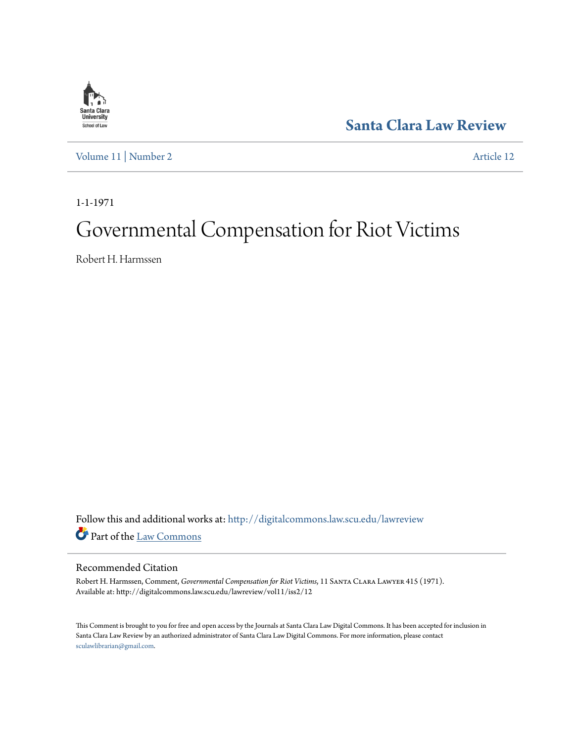Santa Clara Law Review

Volume 11 | Number 2 Article 12

1-1-1971

# Governmental Compensation for Riot Victims

Robert H. Harmssen

Follow this and additional works at: http://digitalcommons.law.scu.edu/lawreview

Part of the Law Commons

## Recommended Citation

Robert H. Harmssen, Comment, *Governmental Compensation for Riot Victims*, 11 Santa Clara Lawyer 415 (1971).
Available at: http://digitalcommons.law.scu.edu/lawreview/vol11/iss2/12

This Comment is brought to you for free and open access by the Journals at Santa Clara Law Digital Commons. It has been accepted for inclusion in Santa Clara Law Review by an authorized administrator of Santa Clara Law Digital Commons. For more information, please contact sculawlibrarian@gmail.com.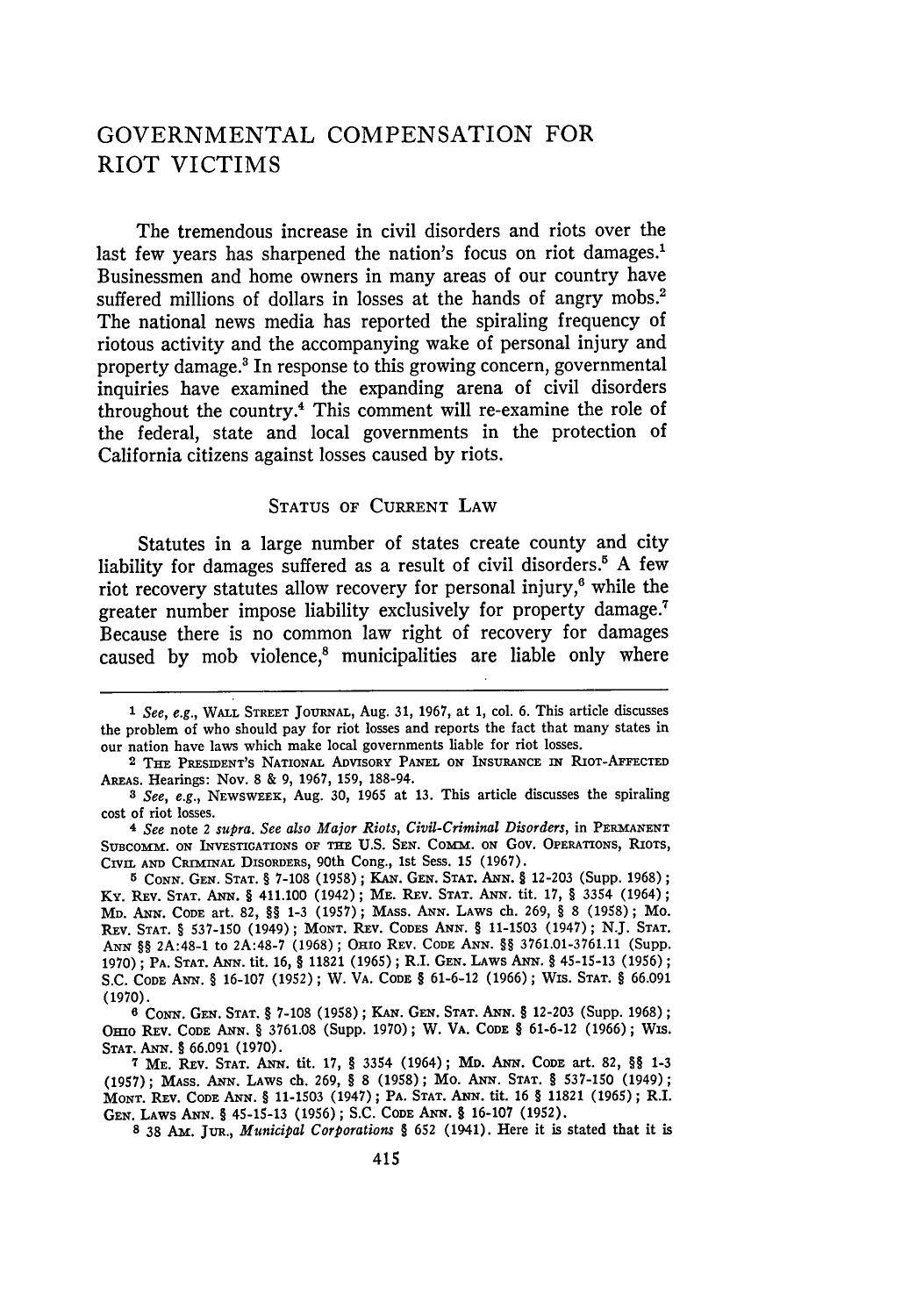# GOVERNMENTAL COMPENSATION FOR RIOT VICTIMS

The tremendous increase in civil disorders and riots over the last few years has sharpened the nation's focus on riot damages.[1] Businessmen and home owners in many areas of our country have suffered millions of dollars in losses at the hands of angry mobs.[2] The national news media has reported the spiraling frequency of riotous activity and the accompanying wake of personal injury and property damage.[3] In response to this growing concern, governmental inquiries have examined the expanding arena of civil disorders throughout the country.[4] This comment will re-examine the role of the federal, state and local governments in the protection of California citizens against losses caused by riots.

## STATUS OF CURRENT LAW

Statutes in a large number of states create county and city liability for damages suffered as a result of civil disorders.[5] A few riot recovery statutes allow recovery for personal injury,[6] while the greater number impose liability exclusively for property damage.[7] Because there is no common law right of recovery for damages caused by mob violence,[8] municipalities are liable only where

---

[1] *See, e.g.*, WALL STREET JOURNAL, Aug. 31, 1967, at 1, col. 6. This article discusses the problem of who should pay for riot losses and reports the fact that many states in our nation have laws which make local governments liable for riot losses.

[2] THE PRESIDENT'S NATIONAL ADVISORY PANEL ON INSURANCE IN RIOT-AFFECTED AREAS. Hearings: Nov. 8 & 9, 1967, 159, 188-94.

[3] *See, e.g.*, NEWSWEEK, Aug. 30, 1965 at 13. This article discusses the spiraling cost of riot losses.

[4] *See* note 2 *supra*. *See also Major Riots, Civil-Criminal Disorders*, in PERMANENT SUBCOMM. ON INVESTIGATIONS OF THE U.S. SEN. COMM. ON GOV. OPERATIONS, RIOTS, CIVIL AND CRIMINAL DISORDERS, 90th Cong., 1st Sess. 15 (1967).

[5] CONN. GEN. STAT. § 7-108 (1958); KAN. GEN. STAT. ANN. § 12-203 (Supp. 1968); KY. REV. STAT. ANN. § 411.100 (1942); ME. REV. STAT. ANN. tit. 17, § 3354 (1964); MD. ANN. CODE art. 82, §§ 1-3 (1957); MASS. ANN. LAWS ch. 269, § 8 (1958); MO. REV. STAT. § 537-150 (1949); MONT. REV. CODES ANN. § 11-1503 (1947); N.J. STAT. ANN §§ 2A:48-1 to 2A:48-7 (1968); OHIO REV. CODE ANN. §§ 3761.01-3761.11 (Supp. 1970); PA. STAT. ANN. tit. 16, § 11821 (1965); R.I. GEN. LAWS ANN. § 45-15-13 (1956); S.C. CODE ANN. § 16-107 (1952); W. VA. CODE § 61-6-12 (1966); WIS. STAT. § 66.091 (1970).

[6] CONN. GEN. STAT. § 7-108 (1958); KAN. GEN. STAT. ANN. § 12-203 (Supp. 1968); OHIO REV. CODE ANN. § 3761.08 (Supp. 1970); W. VA. CODE § 61-6-12 (1966); WIS. STAT. ANN. § 66.091 (1970).

[7] ME. REV. STAT. ANN. tit. 17, § 3354 (1964); MD. ANN. CODE art. 82, §§ 1-3 (1957); MASS. ANN. LAWS ch. 269, § 8 (1958); MO. ANN. STAT. § 537-150 (1949); MONT. REV. CODE ANN. § 11-1503 (1947); PA. STAT. ANN. tit. 16 § 11821 (1965); R.I. GEN. LAWS ANN. § 45-15-13 (1956); S.C. CODE ANN. § 16-107 (1952).

[8] 38 AM. JUR., *Municipal Corporations* § 652 (1941). Here it is stated that it is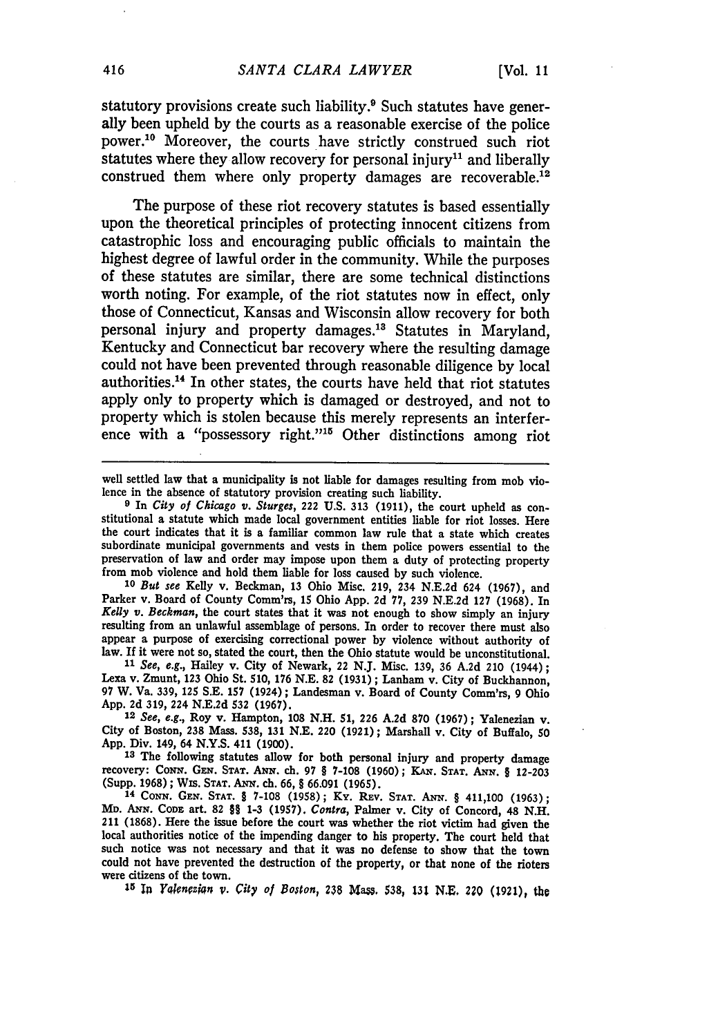statutory provisions create such liability.[9] Such statutes have generally been upheld by the courts as a reasonable exercise of the police power.[10] Moreover, the courts have strictly construed such riot statutes where they allow recovery for personal injury[11] and liberally construed them where only property damages are recoverable.[12]

The purpose of these riot recovery statutes is based essentially upon the theoretical principles of protecting innocent citizens from catastrophic loss and encouraging public officials to maintain the highest degree of lawful order in the community. While the purposes of these statutes are similar, there are some technical distinctions worth noting. For example, of the riot statutes now in effect, only those of Connecticut, Kansas and Wisconsin allow recovery for both personal injury and property damages.[13] Statutes in Maryland, Kentucky and Connecticut bar recovery where the resulting damage could not have been prevented through reasonable diligence by local authorities.[14] In other states, the courts have held that riot statutes apply only to property which is damaged or destroyed, and not to property which is stolen because this merely represents an interference with a "possessory right."[15] Other distinctions among riot

---

well settled law that a municipality is not liable for damages resulting from mob violence in the absence of statutory provision creating such liability.

[9] In *City of Chicago v. Sturges*, 222 U.S. 313 (1911), the court upheld as constitutional a statute which made local government entities liable for riot losses. Here the court indicates that it is a familiar common law rule that a state which creates subordinate municipal governments and vests in them police powers essential to the preservation of law and order may impose upon them a duty of protecting property from mob violence and hold them liable for loss caused by such violence.

[10] *But see* Kelly v. Beckman, 13 Ohio Misc. 219, 234 N.E.2d 624 (1967), and Parker v. Board of County Comm'rs, 15 Ohio App. 2d 77, 239 N.E.2d 127 (1968). In *Kelly v. Beckman*, the court states that it was not enough to show simply an injury resulting from an unlawful assemblage of persons. In order to recover there must also appear a purpose of exercising correctional power by violence without authority of law. If it were not so, stated the court, then the Ohio statute would be unconstitutional.

[11] *See, e.g.*, Hailey v. City of Newark, 22 N.J. Misc. 139, 36 A.2d 210 (1944); Lexa v. Zmunt, 123 Ohio St. 510, 176 N.E. 82 (1931); Lanham v. City of Buckhannon, 97 W. Va. 339, 125 S.E. 157 (1924); Landesman v. Board of County Comm'rs, 9 Ohio App. 2d 319, 224 N.E.2d 532 (1967).

[12] *See, e.g.*, Roy v. Hampton, 108 N.H. 51, 226 A.2d 870 (1967); Yalenezian v. City of Boston, 238 Mass. 538, 131 N.E. 220 (1921); Marshall v. City of Buffalo, 50 App. Div. 149, 64 N.Y.S. 411 (1900).

[13] The following statutes allow for both personal injury and property damage recovery: CONN. GEN. STAT. ANN. ch. 97 § 7-108 (1960); KAN. STAT. ANN. § 12-203 (Supp. 1968); WIS. STAT. ANN. ch. 66, § 66.091 (1965).

[14] CONN. GEN. STAT. § 7-108 (1958); KY. REV. STAT. ANN. § 411,100 (1963); MD. ANN. CODE art. 82 §§ 1-3 (1957). *Contra*, Palmer v. City of Concord, 48 N.H. 211 (1868). Here the issue before the court was whether the riot victim had given the local authorities notice of the impending danger to his property. The court held that such notice was not necessary and that it was no defense to show that the town could not have prevented the destruction of the property, or that none of the rioters were citizens of the town.

[15] In *Yalenezian v. City of Boston*, 238 Mass. 538, 131 N.E. 220 (1921), the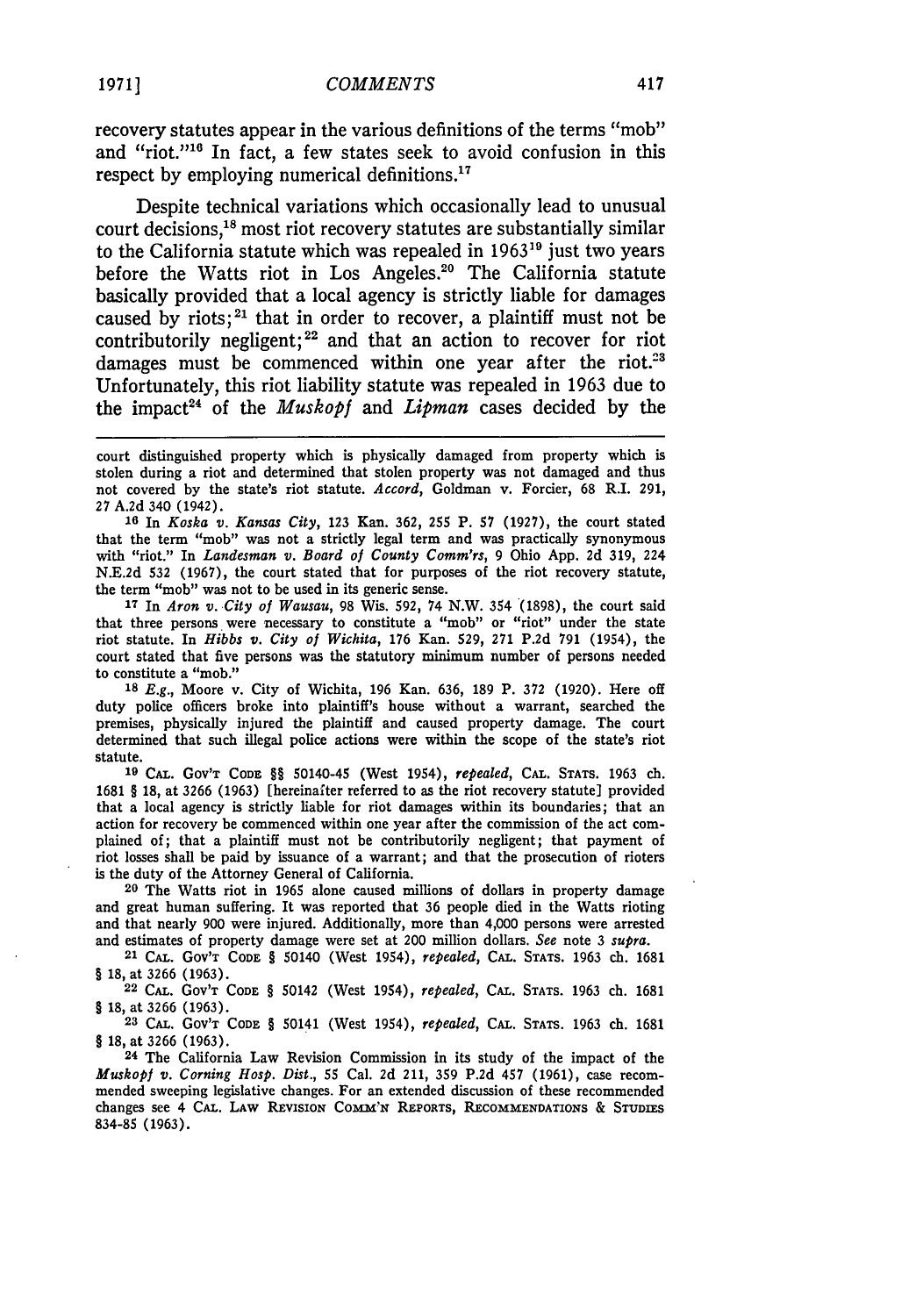recovery statutes appear in the various definitions of the terms "mob" and "riot."[16] In fact, a few states seek to avoid confusion in this respect by employing numerical definitions.[17]

Despite technical variations which occasionally lead to unusual court decisions,[18] most riot recovery statutes are substantially similar to the California statute which was repealed in 1963[19] just two years before the Watts riot in Los Angeles.[20] The California statute basically provided that a local agency is strictly liable for damages caused by riots;[21] that in order to recover, a plaintiff must not be contributorily negligent;[22] and that an action to recover for riot damages must be commenced within one year after the riot.[23] Unfortunately, this riot liability statute was repealed in 1963 due to the impact[24] of the *Muskopf* and *Lipman* cases decided by the

---

court distinguished property which is physically damaged from property which is stolen during a riot and determined that stolen property was not damaged and thus not covered by the state's riot statute. *Accord*, Goldman v. Forcier, 68 R.I. 291, 27 A.2d 340 (1942).

[16] In *Koska v. Kansas City*, 123 Kan. 362, 255 P. 57 (1927), the court stated that the term "mob" was not a strictly legal term and was practically synonymous with "riot." In *Landesman v. Board of County Comm'rs*, 9 Ohio App. 2d 319, 224 N.E.2d 532 (1967), the court stated that for purposes of the riot recovery statute, the term "mob" was not to be used in its generic sense.

[17] In *Aron v. City of Wausau*, 98 Wis. 592, 74 N.W. 354 (1898), the court said that three persons were necessary to constitute a "mob" or "riot" under the state riot statute. In *Hibbs v. City of Wichita*, 176 Kan. 529, 271 P.2d 791 (1954), the court stated that five persons was the statutory minimum number of persons needed to constitute a "mob."

[18] *E.g.*, Moore v. City of Wichita, 196 Kan. 636, 189 P. 372 (1920). Here off duty police officers broke into plaintiff's house without a warrant, searched the premises, physically injured the plaintiff and caused property damage. The court determined that such illegal police actions were within the scope of the state's riot statute.

[19] CAL. GOV'T CODE §§ 50140-45 (West 1954), *repealed*, CAL. STATS. 1963 ch. 1681 § 18, at 3266 (1963) [hereinafter referred to as the riot recovery statute] provided that a local agency is strictly liable for riot damages within its boundaries; that an action for recovery be commenced within one year after the commission of the act complained of; that a plaintiff must not be contributorily negligent; that payment of riot losses shall be paid by issuance of a warrant; and that the prosecution of rioters is the duty of the Attorney General of California.

[20] The Watts riot in 1965 alone caused millions of dollars in property damage and great human suffering. It was reported that 36 people died in the Watts rioting and that nearly 900 were injured. Additionally, more than 4,000 persons were arrested and estimates of property damage were set at 200 million dollars. *See* note 3 *supra*.

[21] CAL. GOV'T CODE § 50140 (West 1954), *repealed*, CAL. STATS. 1963 ch. 1681 § 18, at 3266 (1963).

[22] CAL. GOV'T CODE § 50142 (West 1954), *repealed*, CAL. STATS. 1963 ch. 1681 § 18, at 3266 (1963).

[23] CAL. GOV'T CODE § 50141 (West 1954), *repealed*, CAL. STATS. 1963 ch. 1681 § 18, at 3266 (1963).

[24] The California Law Revision Commission in its study of the impact of the *Muskopf v. Corning Hosp. Dist.*, 55 Cal. 2d 211, 359 P.2d 457 (1961), case recommended sweeping legislative changes. For an extended discussion of these recommended changes see 4 CAL. LAW REVISION COMM'N REPORTS, RECOMMENDATIONS & STUDIES 834-85 (1963).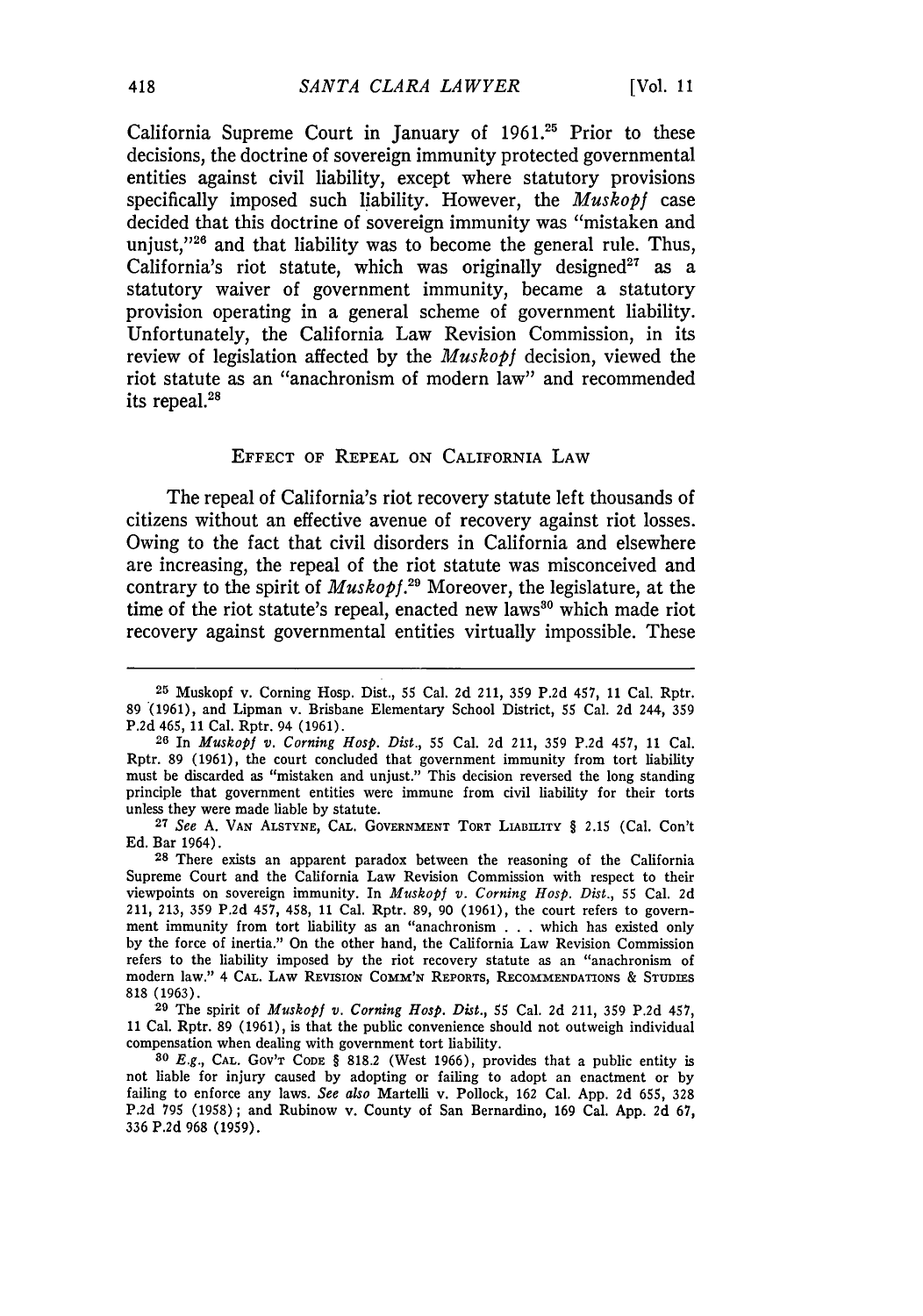California Supreme Court in January of 1961.[25] Prior to these decisions, the doctrine of sovereign immunity protected governmental entities against civil liability, except where statutory provisions specifically imposed such liability. However, the *Muskopf* case decided that this doctrine of sovereign immunity was "mistaken and unjust,"[26] and that liability was to become the general rule. Thus, California's riot statute, which was originally designed[27] as a statutory waiver of government immunity, became a statutory provision operating in a general scheme of government liability. Unfortunately, the California Law Revision Commission, in its review of legislation affected by the *Muskopf* decision, viewed the riot statute as an "anachronism of modern law" and recommended its repeal.[28]

## EFFECT OF REPEAL ON CALIFORNIA LAW

The repeal of California's riot recovery statute left thousands of citizens without an effective avenue of recovery against riot losses. Owing to the fact that civil disorders in California and elsewhere are increasing, the repeal of the riot statute was misconceived and contrary to the spirit of *Muskopf*.[29] Moreover, the legislature, at the time of the riot statute's repeal, enacted new laws[30] which made riot recovery against governmental entities virtually impossible. These

---

[25] Muskopf v. Corning Hosp. Dist., 55 Cal. 2d 211, 359 P.2d 457, 11 Cal. Rptr. 89 (1961), and Lipman v. Brisbane Elementary School District, 55 Cal. 2d 244, 359 P.2d 465, 11 Cal. Rptr. 94 (1961).

[26] In *Muskopf v. Corning Hosp. Dist.*, 55 Cal. 2d 211, 359 P.2d 457, 11 Cal. Rptr. 89 (1961), the court concluded that government immunity from tort liability must be discarded as "mistaken and unjust." This decision reversed the long standing principle that government entities were immune from civil liability for their torts unless they were made liable by statute.

[27] *See* A. VAN ALSTYNE, CAL. GOVERNMENT TORT LIABILITY § 2.15 (Cal. Con't Ed. Bar 1964).

[28] There exists an apparent paradox between the reasoning of the California Supreme Court and the California Law Revision Commission with respect to their viewpoints on sovereign immunity. In *Muskopf v. Corning Hosp. Dist.*, 55 Cal. 2d 211, 213, 359 P.2d 457, 458, 11 Cal. Rptr. 89, 90 (1961), the court refers to government immunity from tort liability as an "anachronism . . . which has existed only by the force of inertia." On the other hand, the California Law Revision Commission refers to the liability imposed by the riot recovery statute as an "anachronism of modern law." 4 CAL. LAW REVISION COMM'N REPORTS, RECOMMENDATIONS & STUDIES 818 (1963).

[29] The spirit of *Muskopf v. Corning Hosp. Dist.*, 55 Cal. 2d 211, 359 P.2d 457, 11 Cal. Rptr. 89 (1961), is that the public convenience should not outweigh individual compensation when dealing with government tort liability.

[30] *E.g.*, CAL. GOV'T CODE § 818.2 (West 1966), provides that a public entity is not liable for injury caused by adopting or failing to adopt an enactment or by failing to enforce any laws. *See also* Martelli v. Pollock, 162 Cal. App. 2d 655, 328 P.2d 795 (1958); and Rubinow v. County of San Bernardino, 169 Cal. App. 2d 67, 336 P.2d 968 (1959).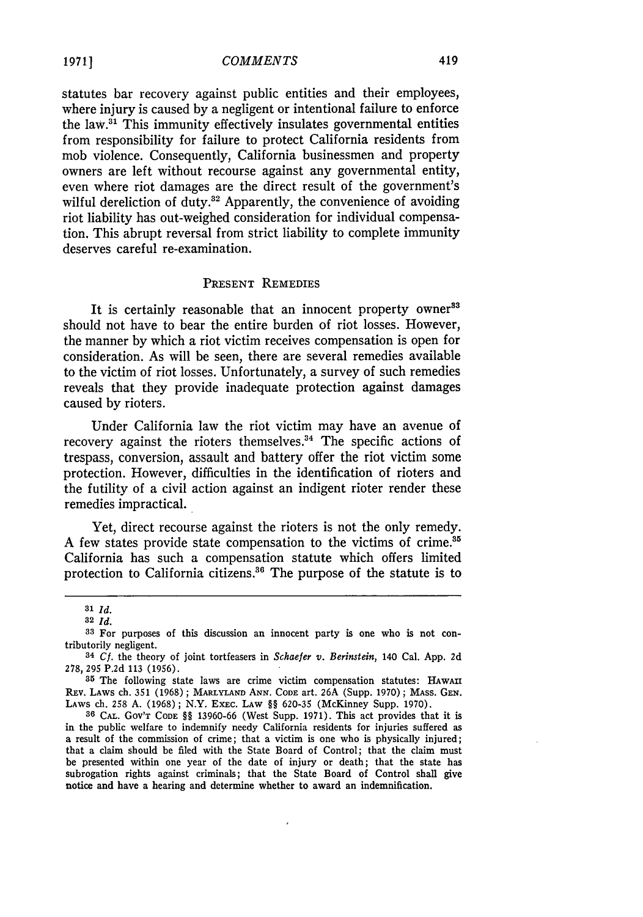statutes bar recovery against public entities and their employees, where injury is caused by a negligent or intentional failure to enforce the law.[31] This immunity effectively insulates governmental entities from responsibility for failure to protect California residents from mob violence. Consequently, California businessmen and property owners are left without recourse against any governmental entity, even where riot damages are the direct result of the government's wilful dereliction of duty.[32] Apparently, the convenience of avoiding riot liability has out-weighed consideration for individual compensation. This abrupt reversal from strict liability to complete immunity deserves careful re-examination.

## PRESENT REMEDIES

It is certainly reasonable that an innocent property owner[33] should not have to bear the entire burden of riot losses. However, the manner by which a riot victim receives compensation is open for consideration. As will be seen, there are several remedies available to the victim of riot losses. Unfortunately, a survey of such remedies reveals that they provide inadequate protection against damages caused by rioters.

Under California law the riot victim may have an avenue of recovery against the rioters themselves.[34] The specific actions of trespass, conversion, assault and battery offer the riot victim some protection. However, difficulties in the identification of rioters and the futility of a civil action against an indigent rioter render these remedies impractical.

Yet, direct recourse against the rioters is not the only remedy. A few states provide state compensation to the victims of crime.[35] California has such a compensation statute which offers limited protection to California citizens.[36] The purpose of the statute is to

---

[31] *Id.*

[32] *Id.*

[33] For purposes of this discussion an innocent party is one who is not contributorily negligent.

[34] *Cf.* the theory of joint tortfeasors in *Schaefer v. Berinstein*, 140 Cal. App. 2d 278, 295 P.2d 113 (1956).

[35] The following state laws are crime victim compensation statutes: HAWAII REV. LAWS ch. 351 (1968); MARYLAND ANN. CODE art. 26A (Supp. 1970); MASS. GEN. LAWS ch. 258 A. (1968); N.Y. EXEC. LAW §§ 620-35 (McKinney Supp. 1970).

[36] CAL. GOV'T CODE §§ 13960-66 (West Supp. 1971). This act provides that it is in the public welfare to indemnify needy California residents for injuries suffered as a result of the commission of crime; that a victim is one who is physically injured; that a claim should be filed with the State Board of Control; that the claim must be presented within one year of the date of injury or death; that the state has subrogation rights against criminals; that the State Board of Control shall give notice and have a hearing and determine whether to award an indemnification.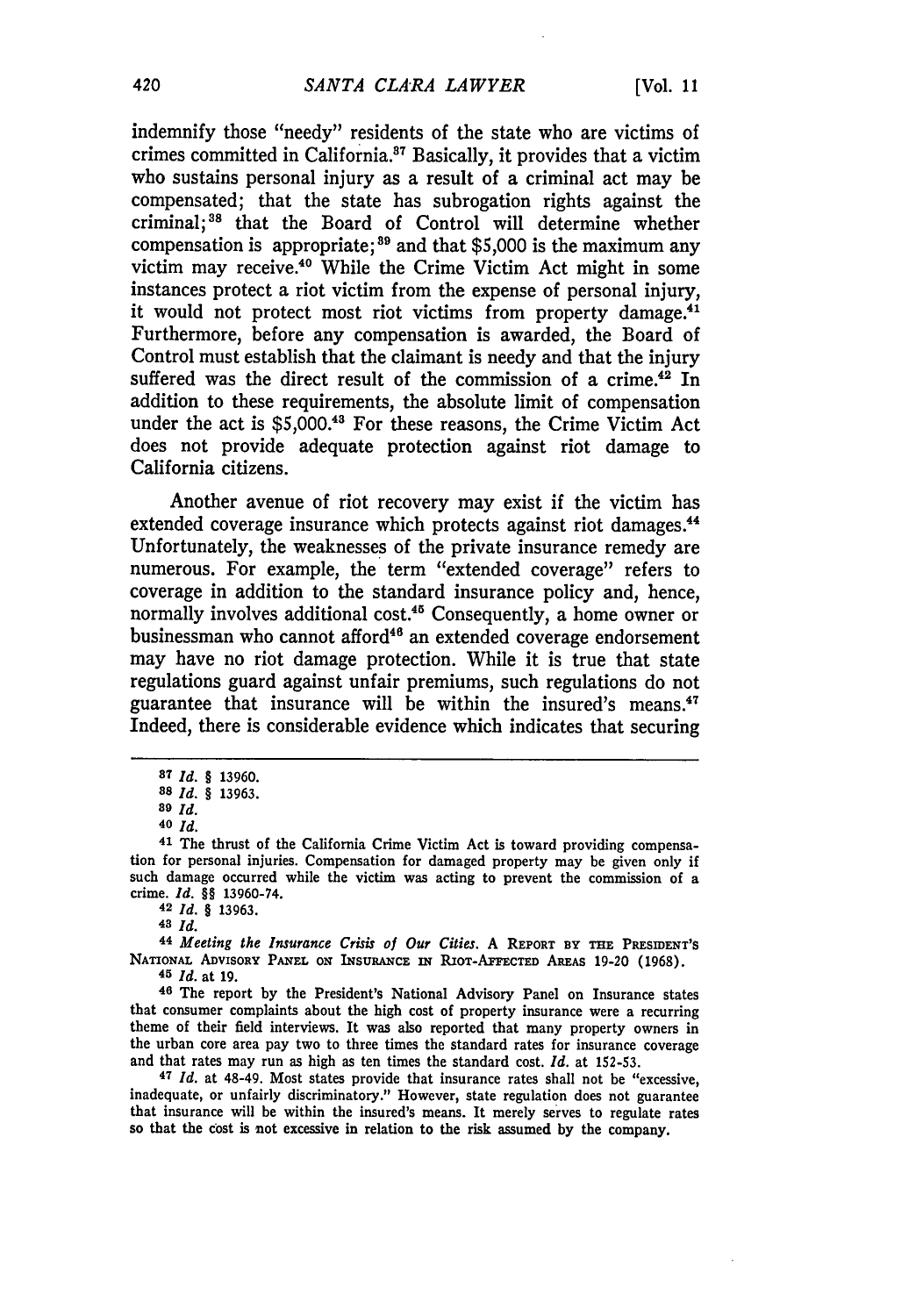indemnify those "needy" residents of the state who are victims of crimes committed in California.[37] Basically, it provides that a victim who sustains personal injury as a result of a criminal act may be compensated; that the state has subrogation rights against the criminal;[38] that the Board of Control will determine whether compensation is appropriate;[39] and that $5,000 is the maximum any victim may receive.[40] While the Crime Victim Act might in some instances protect a riot victim from the expense of personal injury, it would not protect most riot victims from property damage.[41] Furthermore, before any compensation is awarded, the Board of Control must establish that the claimant is needy and that the injury suffered was the direct result of the commission of a crime.[42] In addition to these requirements, the absolute limit of compensation under the act is $5,000.[43] For these reasons, the Crime Victim Act does not provide adequate protection against riot damage to California citizens.

Another avenue of riot recovery may exist if the victim has extended coverage insurance which protects against riot damages.[44] Unfortunately, the weaknesses of the private insurance remedy are numerous. For example, the term "extended coverage" refers to coverage in addition to the standard insurance policy and, hence, normally involves additional cost.[45] Consequently, a home owner or businessman who cannot afford[46] an extended coverage endorsement may have no riot damage protection. While it is true that state regulations guard against unfair premiums, such regulations do not guarantee that insurance will be within the insured's means.[47] Indeed, there is considerable evidence which indicates that securing

---

[37] *Id.* § 13960.

[38] *Id.* § 13963.

[39] *Id.*

[40] *Id.*

[41] The thrust of the California Crime Victim Act is toward providing compensation for personal injuries. Compensation for damaged property may be given only if such damage occurred while the victim was acting to prevent the commission of a crime. *Id.* §§ 13960-74.

[42] *Id.* § 13963.

[43] *Id.*

[44] *Meeting the Insurance Crisis of Our Cities.* A REPORT BY THE PRESIDENT'S NATIONAL ADVISORY PANEL ON INSURANCE IN RIOT-AFFECTED AREAS 19-20 (1968).

[45] *Id.* at 19.

[46] The report by the President's National Advisory Panel on Insurance states that consumer complaints about the high cost of property insurance were a recurring theme of their field interviews. It was also reported that many property owners in the urban core area pay two to three times the standard rates for insurance coverage and that rates may run as high as ten times the standard cost. *Id.* at 152-53.

[47] *Id.* at 48-49. Most states provide that insurance rates shall not be "excessive, inadequate, or unfairly discriminatory." However, state regulation does not guarantee that insurance will be within the insured's means. It merely serves to regulate rates so that the cost is not excessive in relation to the risk assumed by the company.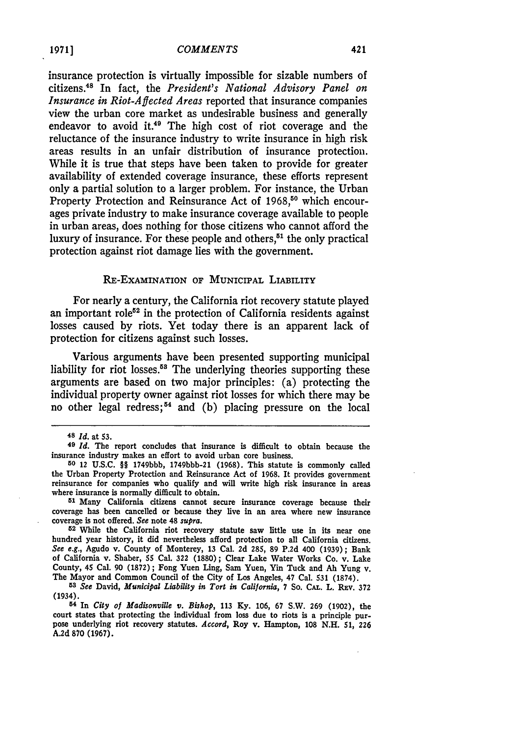insurance protection is virtually impossible for sizable numbers of citizens.[48] In fact, the *President's National Advisory Panel on Insurance in Riot-Affected Areas* reported that insurance companies view the urban core market as undesirable business and generally endeavor to avoid it.[49] The high cost of riot coverage and the reluctance of the insurance industry to write insurance in high risk areas results in an unfair distribution of insurance protection. While it is true that steps have been taken to provide for greater availability of extended coverage insurance, these efforts represent only a partial solution to a larger problem. For instance, the Urban Property Protection and Reinsurance Act of 1968,[50] which encourages private industry to make insurance coverage available to people in urban areas, does nothing for those citizens who cannot afford the luxury of insurance. For these people and others,[51] the only practical protection against riot damage lies with the government.

## RE-EXAMINATION OF MUNICIPAL LIABILITY

For nearly a century, the California riot recovery statute played an important role[52] in the protection of California residents against losses caused by riots. Yet today there is an apparent lack of protection for citizens against such losses.

Various arguments have been presented supporting municipal liability for riot losses.[53] The underlying theories supporting these arguments are based on two major principles: (a) protecting the individual property owner against riot losses for which there may be no other legal redress;[54] and (b) placing pressure on the local

---

[48] *Id.* at 53.

[49] *Id.* The report concludes that insurance is difficult to obtain because the insurance industry makes an effort to avoid urban core business.

[50] 12 U.S.C. §§ 1749bbb, 1749bbb-21 (1968). This statute is commonly called the Urban Property Protection and Reinsurance Act of 1968. It provides government reinsurance for companies who qualify and will write high risk insurance in areas where insurance is normally difficult to obtain.

[51] Many California citizens cannot secure insurance coverage because their coverage has been cancelled or because they live in an area where new insurance coverage is not offered. *See* note 48 *supra*.

[52] While the California riot recovery statute saw little use in its near one hundred year history, it did nevertheless afford protection to all California citizens. *See e.g.*, Agudo v. County of Monterey, 13 Cal. 2d 285, 89 P.2d 400 (1939); Bank of California v. Shaber, 55 Cal. 322 (1880); Clear Lake Water Works Co. v. Lake County, 45 Cal. 90 (1872); Fong Yuen Ling, Sam Yuen, Yin Tuck and Ah Yung v. The Mayor and Common Council of the City of Los Angeles, 47 Cal. 531 (1874).

[53] *See* David, *Municipal Liability in Tort in California*, 7 So. CAL. L. REV. 372 (1934).

[54] In *City of Madisonville v. Bishop*, 113 Ky. 106, 67 S.W. 269 (1902), the court states that protecting the individual from loss due to riots is a principle purpose underlying riot recovery statutes. *Accord*, Roy v. Hampton, 108 N.H. 51, 226 A.2d 870 (1967).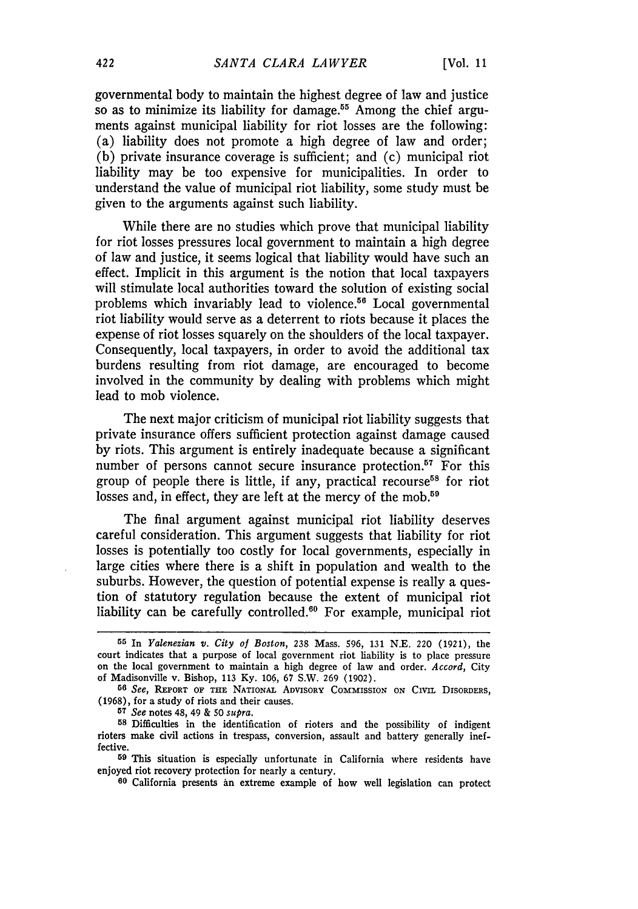governmental body to maintain the highest degree of law and justice so as to minimize its liability for damage.[55] Among the chief arguments against municipal liability for riot losses are the following: (a) liability does not promote a high degree of law and order; (b) private insurance coverage is sufficient; and (c) municipal riot liability may be too expensive for municipalities. In order to understand the value of municipal riot liability, some study must be given to the arguments against such liability.

While there are no studies which prove that municipal liability for riot losses pressures local government to maintain a high degree of law and justice, it seems logical that liability would have such an effect. Implicit in this argument is the notion that local taxpayers will stimulate local authorities toward the solution of existing social problems which invariably lead to violence.[56] Local governmental riot liability would serve as a deterrent to riots because it places the expense of riot losses squarely on the shoulders of the local taxpayer. Consequently, local taxpayers, in order to avoid the additional tax burdens resulting from riot damage, are encouraged to become involved in the community by dealing with problems which might lead to mob violence.

The next major criticism of municipal riot liability suggests that private insurance offers sufficient protection against damage caused by riots. This argument is entirely inadequate because a significant number of persons cannot secure insurance protection.[57] For this group of people there is little, if any, practical recourse[58] for riot losses and, in effect, they are left at the mercy of the mob.[59]

The final argument against municipal riot liability deserves careful consideration. This argument suggests that liability for riot losses is potentially too costly for local governments, especially in large cities where there is a shift in population and wealth to the suburbs. However, the question of potential expense is really a question of statutory regulation because the extent of municipal riot liability can be carefully controlled.[60] For example, municipal riot

---

[55] In *Yalenezian v. City of Boston*, 238 Mass. 596, 131 N.E. 220 (1921), the court indicates that a purpose of local government riot liability is to place pressure on the local government to maintain a high degree of law and order. *Accord*, City of Madisonville v. Bishop, 113 Ky. 106, 67 S.W. 269 (1902).

[56] *See*, REPORT OF THE NATIONAL ADVISORY COMMISSION ON CIVIL DISORDERS, (1968), for a study of riots and their causes.

[57] *See* notes 48, 49 & 50 *supra*.

[58] Difficulties in the identification of rioters and the possibility of indigent rioters make civil actions in trespass, conversion, assault and battery generally ineffective.

[59] This situation is especially unfortunate in California where residents have enjoyed riot recovery protection for nearly a century.

[60] California presents an extreme example of how well legislation can protect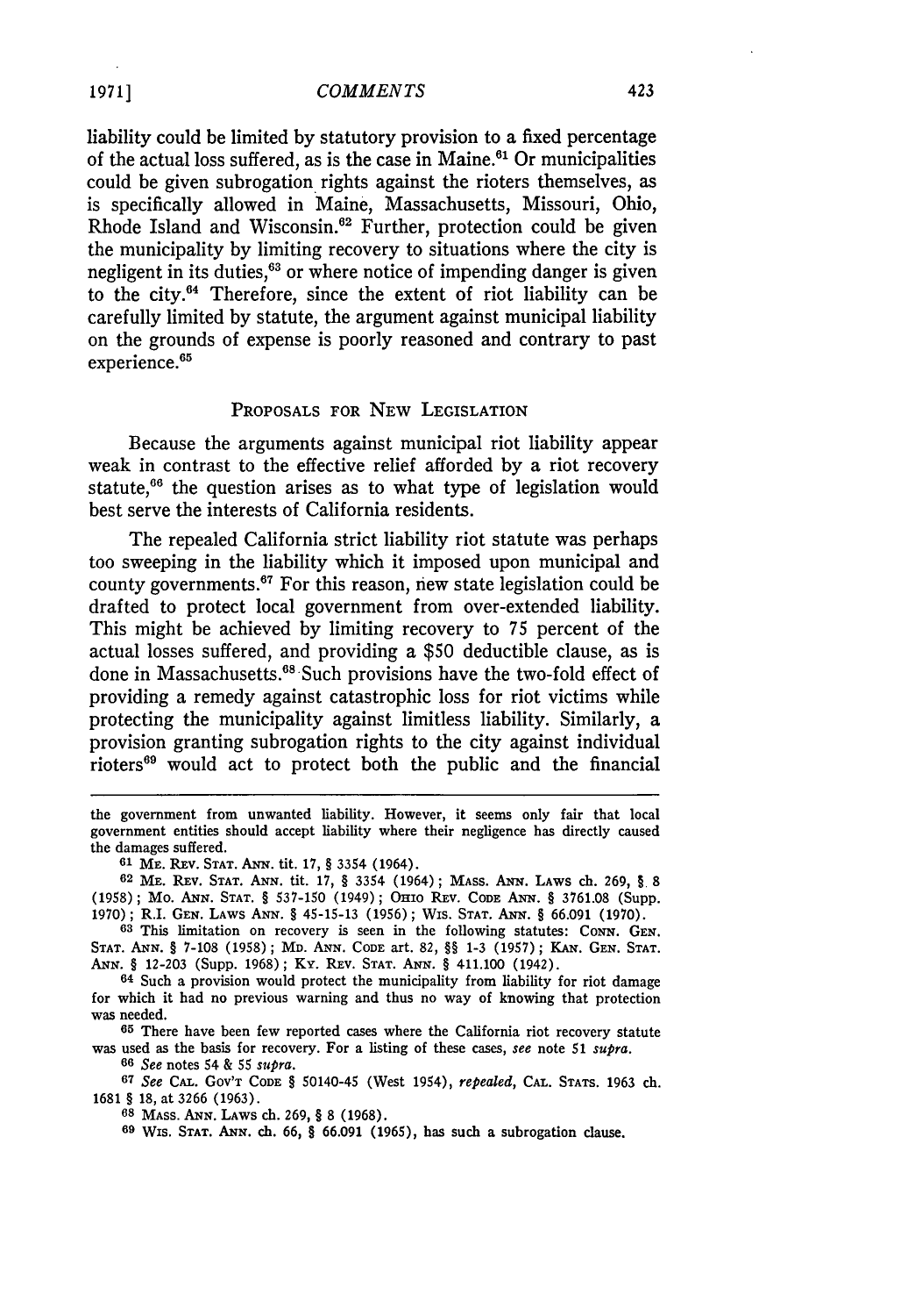liability could be limited by statutory provision to a fixed percentage of the actual loss suffered, as is the case in Maine.[61] Or municipalities could be given subrogation rights against the rioters themselves, as is specifically allowed in Maine, Massachusetts, Missouri, Ohio, Rhode Island and Wisconsin.[62] Further, protection could be given the municipality by limiting recovery to situations where the city is negligent in its duties,[63] or where notice of impending danger is given to the city.[64] Therefore, since the extent of riot liability can be carefully limited by statute, the argument against municipal liability on the grounds of expense is poorly reasoned and contrary to past experience.[65]

## PROPOSALS FOR NEW LEGISLATION

Because the arguments against municipal riot liability appear weak in contrast to the effective relief afforded by a riot recovery statute,[66] the question arises as to what type of legislation would best serve the interests of California residents.

The repealed California strict liability riot statute was perhaps too sweeping in the liability which it imposed upon municipal and county governments.[67] For this reason, new state legislation could be drafted to protect local government from over-extended liability. This might be achieved by limiting recovery to 75 percent of the actual losses suffered, and providing a $50 deductible clause, as is done in Massachusetts.[68] Such provisions have the two-fold effect of providing a remedy against catastrophic loss for riot victims while protecting the municipality against limitless liability. Similarly, a provision granting subrogation rights to the city against individual rioters[69] would act to protect both the public and the financial

---

the government from unwanted liability. However, it seems only fair that local government entities should accept liability where their negligence has directly caused the damages suffered.

[61] ME. REV. STAT. ANN. tit. 17, § 3354 (1964).

[62] ME. REV. STAT. ANN. tit. 17, § 3354 (1964); MASS. ANN. LAWS ch. 269, § 8 (1958); MO. ANN. STAT. § 537-150 (1949); OHIO REV. CODE ANN. § 3761.08 (Supp. 1970); R.I. GEN. LAWS ANN. § 45-15-13 (1956); WIS. STAT. ANN. § 66.091 (1970).

[63] This limitation on recovery is seen in the following statutes: CONN. GEN. STAT. ANN. § 7-108 (1958); MD. ANN. CODE art. 82, §§ 1-3 (1957); KAN. GEN. STAT. ANN. § 12-203 (Supp. 1968); KY. REV. STAT. ANN. § 411.100 (1942).

[64] Such a provision would protect the municipality from liability for riot damage for which it had no previous warning and thus no way of knowing that protection was needed.

[65] There have been few reported cases where the California riot recovery statute was used as the basis for recovery. For a listing of these cases, *see* note 51 *supra*.

[66] *See* notes 54 & 55 *supra*.

[67] *See* CAL. GOV'T CODE § 50140-45 (West 1954), *repealed*, CAL. STATS. 1963 ch. 1681 § 18, at 3266 (1963).

[68] MASS. ANN. LAWS ch. 269, § 8 (1968).

[69] WIS. STAT. ANN. ch. 66, § 66.091 (1965), has such a subrogation clause.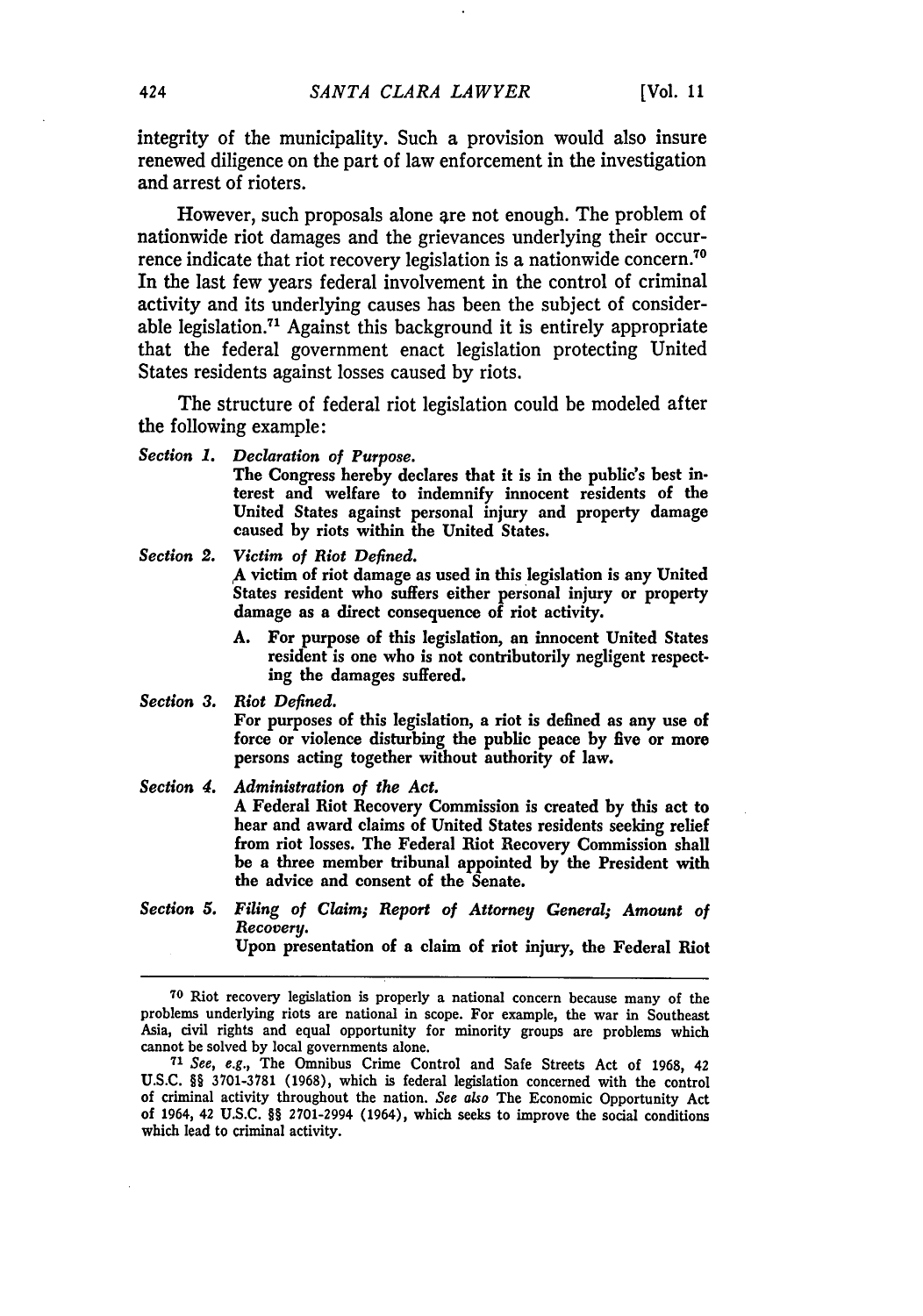integrity of the municipality. Such a provision would also insure renewed diligence on the part of law enforcement in the investigation and arrest of rioters.

However, such proposals alone are not enough. The problem of nationwide riot damages and the grievances underlying their occurrence indicate that riot recovery legislation is a nationwide concern.[70] In the last few years federal involvement in the control of criminal activity and its underlying causes has been the subject of considerable legislation.[71] Against this background it is entirely appropriate that the federal government enact legislation protecting United States residents against losses caused by riots.

The structure of federal riot legislation could be modeled after the following example:

*Section 1. Declaration of Purpose.*
The Congress hereby declares that it is in the public's best interest and welfare to indemnify innocent residents of the United States against personal injury and property damage caused by riots within the United States.

*Section 2. Victim of Riot Defined.*
A victim of riot damage as used in this legislation is any United States resident who suffers either personal injury or property damage as a direct consequence of riot activity.

A. For purpose of this legislation, an innocent United States resident is one who is not contributorily negligent respecting the damages suffered.

*Section 3. Riot Defined.*
For purposes of this legislation, a riot is defined as any use of force or violence disturbing the public peace by five or more persons acting together without authority of law.

*Section 4. Administration of the Act.*
A Federal Riot Recovery Commission is created by this act to hear and award claims of United States residents seeking relief from riot losses. The Federal Riot Recovery Commission shall be a three member tribunal appointed by the President with the advice and consent of the Senate.

*Section 5. Filing of Claim; Report of Attorney General; Amount of Recovery.*
Upon presentation of a claim of riot injury, the Federal Riot

---

[70] Riot recovery legislation is properly a national concern because many of the problems underlying riots are national in scope. For example, the war in Southeast Asia, civil rights and equal opportunity for minority groups are problems which cannot be solved by local governments alone.

[71] *See, e.g.*, The Omnibus Crime Control and Safe Streets Act of 1968, 42 U.S.C. §§ 3701-3781 (1968), which is federal legislation concerned with the control of criminal activity throughout the nation. *See also* The Economic Opportunity Act of 1964, 42 U.S.C. §§ 2701-2994 (1964), which seeks to improve the social conditions which lead to criminal activity.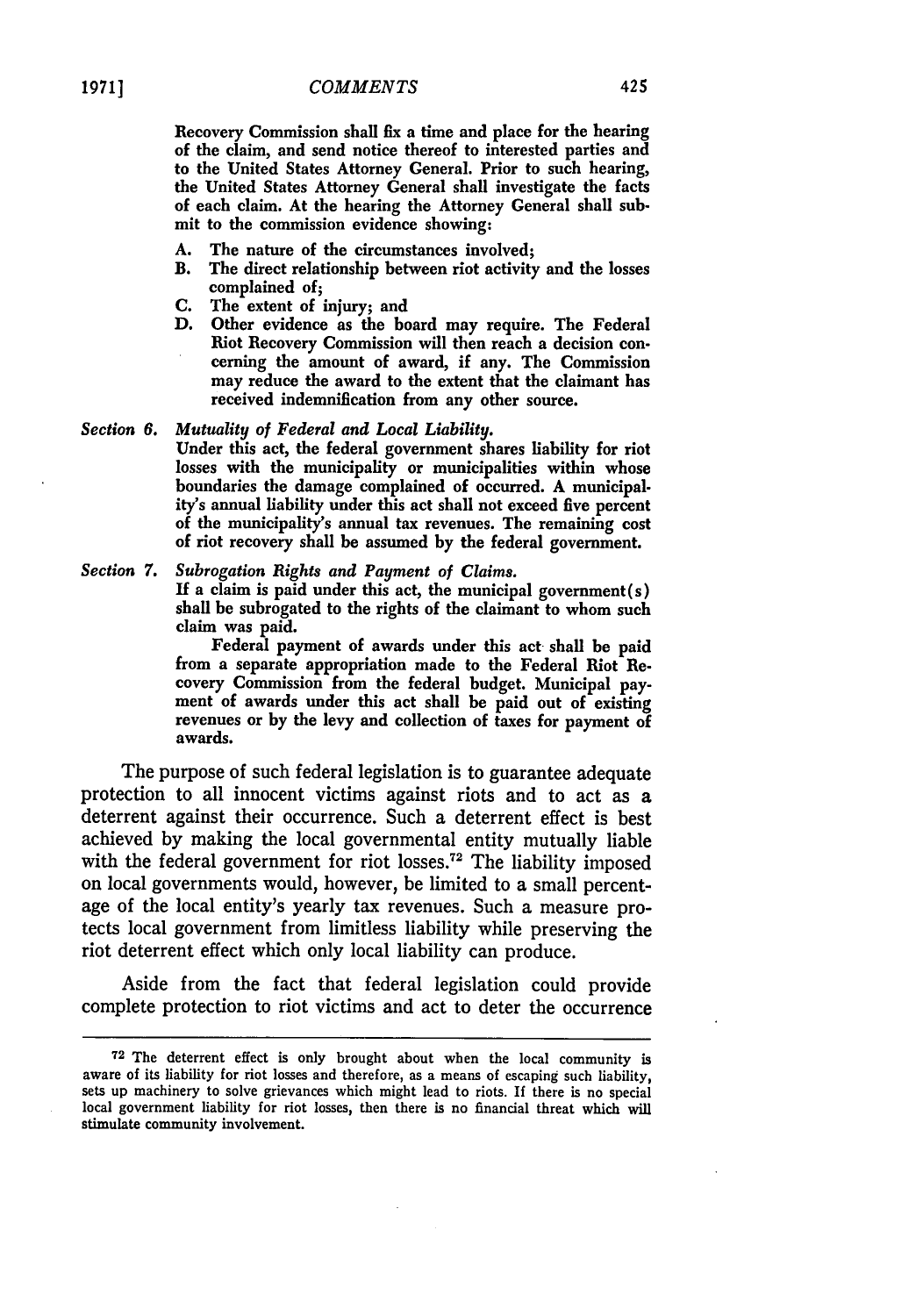Recovery Commission shall fix a time and place for the hearing of the claim, and send notice thereof to interested parties and to the United States Attorney General. Prior to such hearing, the United States Attorney General shall investigate the facts of each claim. At the hearing the Attorney General shall submit to the commission evidence showing:

A. The nature of the circumstances involved;
B. The direct relationship between riot activity and the losses complained of;
C. The extent of injury; and
D. Other evidence as the board may require. The Federal Riot Recovery Commission will then reach a decision concerning the amount of award, if any. The Commission may reduce the award to the extent that the claimant has received indemnification from any other source.

Section 6. *Mutuality of Federal and Local Liability.*
Under this act, the federal government shares liability for riot losses with the municipality or municipalities within whose boundaries the damage complained of occurred. A municipality's annual liability under this act shall not exceed five percent of the municipality's annual tax revenues. The remaining cost of riot recovery shall be assumed by the federal government.

Section 7. *Subrogation Rights and Payment of Claims.*
If a claim is paid under this act, the municipal government(s) shall be subrogated to the rights of the claimant to whom such claim was paid.

Federal payment of awards under this act shall be paid from a separate appropriation made to the Federal Riot Recovery Commission from the federal budget. Municipal payment of awards under this act shall be paid out of existing revenues or by the levy and collection of taxes for payment of awards.

The purpose of such federal legislation is to guarantee adequate protection to all innocent victims against riots and to act as a deterrent against their occurrence. Such a deterrent effect is best achieved by making the local governmental entity mutually liable with the federal government for riot losses.[72] The liability imposed on local governments would, however, be limited to a small percentage of the local entity's yearly tax revenues. Such a measure protects local government from limitless liability while preserving the riot deterrent effect which only local liability can produce.

Aside from the fact that federal legislation could provide complete protection to riot victims and act to deter the occurrence

---

[72] The deterrent effect is only brought about when the local community is aware of its liability for riot losses and therefore, as a means of escaping such liability, sets up machinery to solve grievances which might lead to riots. If there is no special local government liability for riot losses, then there is no financial threat which will stimulate community involvement.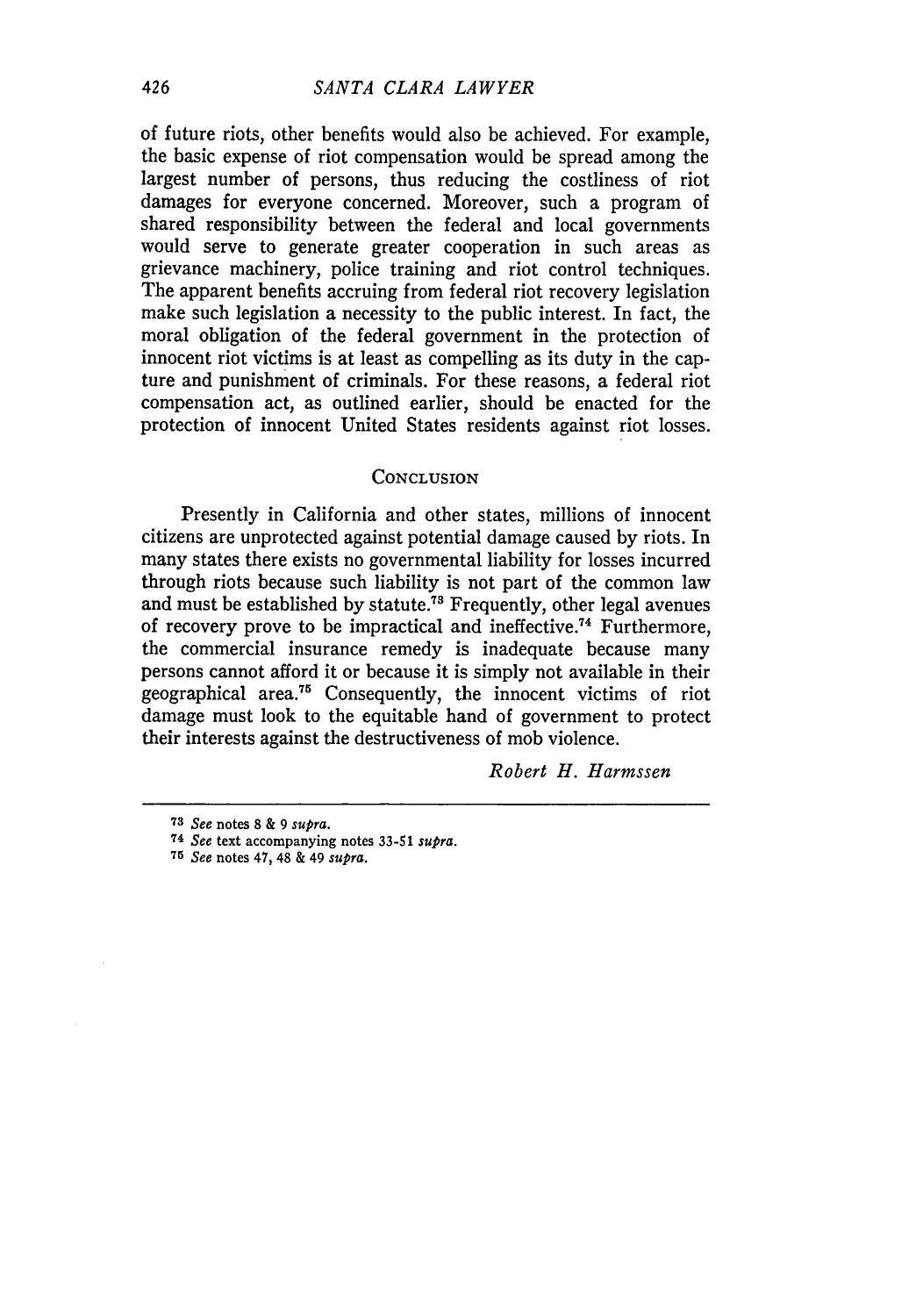of future riots, other benefits would also be achieved. For example, the basic expense of riot compensation would be spread among the largest number of persons, thus reducing the costliness of riot damages for everyone concerned. Moreover, such a program of shared responsibility between the federal and local governments would serve to generate greater cooperation in such areas as grievance machinery, police training and riot control techniques. The apparent benefits accruing from federal riot recovery legislation make such legislation a necessity to the public interest. In fact, the moral obligation of the federal government in the protection of innocent riot victims is at least as compelling as its duty in the capture and punishment of criminals. For these reasons, a federal riot compensation act, as outlined earlier, should be enacted for the protection of innocent United States residents against riot losses.

## CONCLUSION

Presently in California and other states, millions of innocent citizens are unprotected against potential damage caused by riots. In many states there exists no governmental liability for losses incurred through riots because such liability is not part of the common law and must be established by statute.[73] Frequently, other legal avenues of recovery prove to be impractical and ineffective.[74] Furthermore, the commercial insurance remedy is inadequate because many persons cannot afford it or because it is simply not available in their geographical area.[75] Consequently, the innocent victims of riot damage must look to the equitable hand of government to protect their interests against the destructiveness of mob violence.

*Robert H. Harmssen*

---

[73] *See* notes 8 & 9 *supra*.

[74] *See* text accompanying notes 33-51 *supra*.

[75] *See* notes 47, 48 & 49 *supra*.